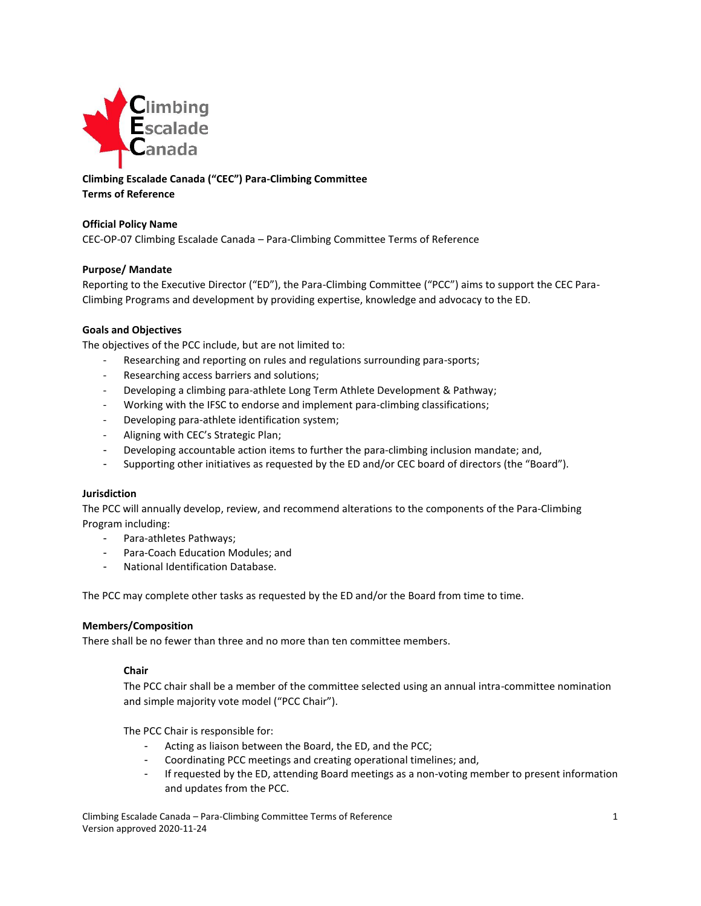**Climbing Escalade Canada ("CEC") Para-Climbing Committee**
**Terms of Reference**

**Official Policy Name**
CEC-OP-07 Climbing Escalade Canada – Para-Climbing Committee Terms of Reference

**Purpose/ Mandate**
Reporting to the Executive Director ("ED"), the Para-Climbing Committee ("PCC") aims to support the CEC Para-Climbing Programs and development by providing expertise, knowledge and advocacy to the ED.

**Goals and Objectives**
The objectives of the PCC include, but are not limited to:

- Researching and reporting on rules and regulations surrounding para-sports;
- Researching access barriers and solutions;
- Developing a climbing para-athlete Long Term Athlete Development & Pathway;
- Working with the IFSC to endorse and implement para-climbing classifications;
- Developing para-athlete identification system;
- Aligning with CEC's Strategic Plan;
- Developing accountable action items to further the para-climbing inclusion mandate; and,
- Supporting other initiatives as requested by the ED and/or CEC board of directors (the "Board").

**Jurisdiction**
The PCC will annually develop, review, and recommend alterations to the components of the Para-Climbing Program including:

- Para-athletes Pathways;
- Para-Coach Education Modules; and
- National Identification Database.

The PCC may complete other tasks as requested by the ED and/or the Board from time to time.

**Members/Composition**
There shall be no fewer than three and no more than ten committee members.

**Chair**
The PCC chair shall be a member of the committee selected using an annual intra-committee nomination and simple majority vote model ("PCC Chair").

The PCC Chair is responsible for:

- Acting as liaison between the Board, the ED, and the PCC;
- Coordinating PCC meetings and creating operational timelines; and,
- If requested by the ED, attending Board meetings as a non-voting member to present information and updates from the PCC.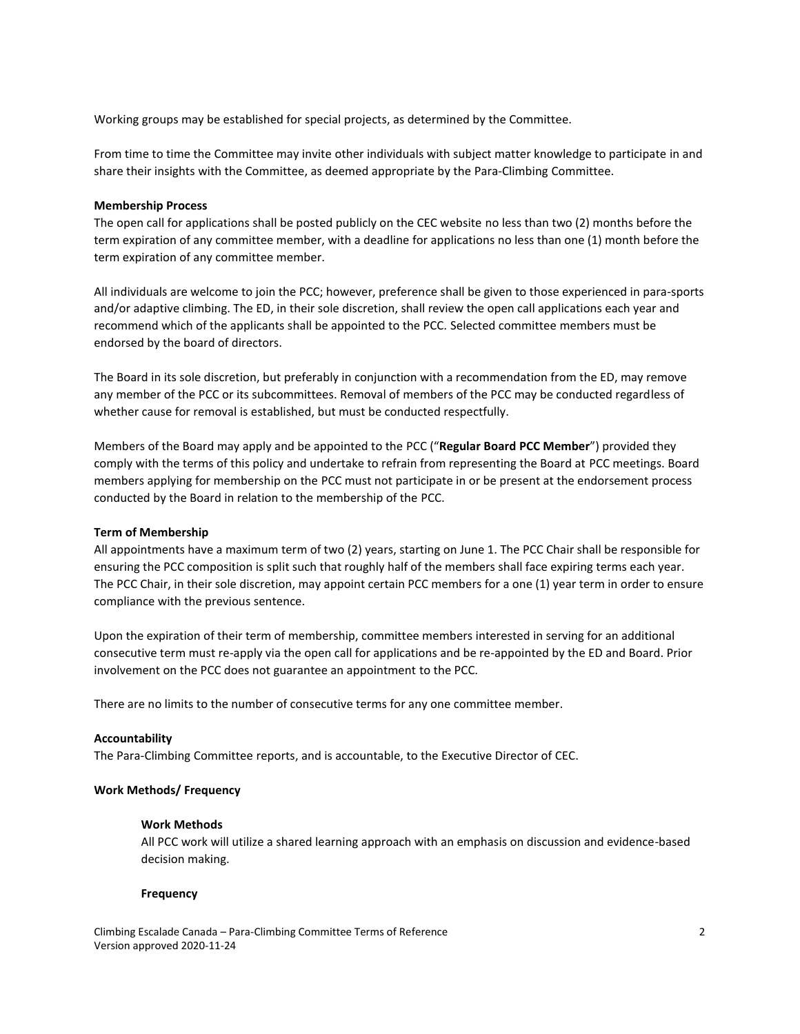Working groups may be established for special projects, as determined by the Committee.

From time to time the Committee may invite other individuals with subject matter knowledge to participate in and share their insights with the Committee, as deemed appropriate by the Para-Climbing Committee.

**Membership Process**

The open call for applications shall be posted publicly on the CEC website no less than two (2) months before the term expiration of any committee member, with a deadline for applications no less than one (1) month before the term expiration of any committee member.

All individuals are welcome to join the PCC; however, preference shall be given to those experienced in para-sports and/or adaptive climbing. The ED, in their sole discretion, shall review the open call applications each year and recommend which of the applicants shall be appointed to the PCC. Selected committee members must be endorsed by the board of directors.

The Board in its sole discretion, but preferably in conjunction with a recommendation from the ED, may remove any member of the PCC or its subcommittees. Removal of members of the PCC may be conducted regardless of whether cause for removal is established, but must be conducted respectfully.

Members of the Board may apply and be appointed to the PCC ("**Regular Board PCC Member**") provided they comply with the terms of this policy and undertake to refrain from representing the Board at PCC meetings. Board members applying for membership on the PCC must not participate in or be present at the endorsement process conducted by the Board in relation to the membership of the PCC.

**Term of Membership**

All appointments have a maximum term of two (2) years, starting on June 1. The PCC Chair shall be responsible for ensuring the PCC composition is split such that roughly half of the members shall face expiring terms each year. The PCC Chair, in their sole discretion, may appoint certain PCC members for a one (1) year term in order to ensure compliance with the previous sentence.

Upon the expiration of their term of membership, committee members interested in serving for an additional consecutive term must re-apply via the open call for applications and be re-appointed by the ED and Board. Prior involvement on the PCC does not guarantee an appointment to the PCC.

There are no limits to the number of consecutive terms for any one committee member.

**Accountability**

The Para-Climbing Committee reports, and is accountable, to the Executive Director of CEC.

**Work Methods/ Frequency**

**Work Methods**

All PCC work will utilize a shared learning approach with an emphasis on discussion and evidence-based decision making.

**Frequency**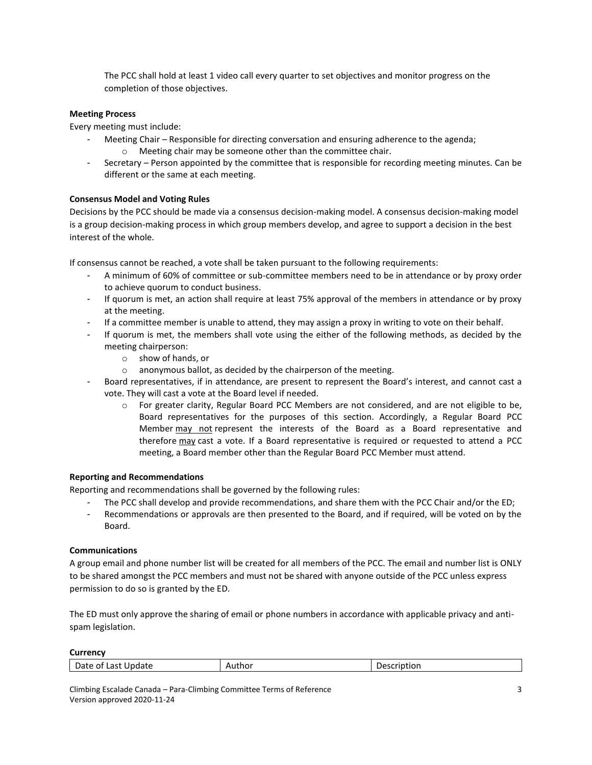The PCC shall hold at least 1 video call every quarter to set objectives and monitor progress on the completion of those objectives.

**Meeting Process**

Every meeting must include:

- Meeting Chair – Responsible for directing conversation and ensuring adherence to the agenda;
    - Meeting chair may be someone other than the committee chair.
- Secretary – Person appointed by the committee that is responsible for recording meeting minutes. Can be different or the same at each meeting.

**Consensus Model and Voting Rules**

Decisions by the PCC should be made via a consensus decision-making model. A consensus decision-making model is a group decision-making process in which group members develop, and agree to support a decision in the best interest of the whole.

If consensus cannot be reached, a vote shall be taken pursuant to the following requirements:

- A minimum of 60% of committee or sub-committee members need to be in attendance or by proxy order to achieve quorum to conduct business.
- If quorum is met, an action shall require at least 75% approval of the members in attendance or by proxy at the meeting.
- If a committee member is unable to attend, they may assign a proxy in writing to vote on their behalf.
- If quorum is met, the members shall vote using the either of the following methods, as decided by the meeting chairperson:
    - show of hands, or
    - anonymous ballot, as decided by the chairperson of the meeting.
- Board representatives, if in attendance, are present to represent the Board's interest, and cannot cast a vote. They will cast a vote at the Board level if needed.
    - For greater clarity, Regular Board PCC Members are not considered, and are not eligible to be, Board representatives for the purposes of this section. Accordingly, a Regular Board PCC Member <u>may not</u> represent the interests of the Board as a Board representative and therefore <u>may</u> cast a vote. If a Board representative is required or requested to attend a PCC meeting, a Board member other than the Regular Board PCC Member must attend.

**Reporting and Recommendations**

Reporting and recommendations shall be governed by the following rules:

- The PCC shall develop and provide recommendations, and share them with the PCC Chair and/or the ED;
- Recommendations or approvals are then presented to the Board, and if required, will be voted on by the Board.

**Communications**

A group email and phone number list will be created for all members of the PCC. The email and number list is ONLY to be shared amongst the PCC members and must not be shared with anyone outside of the PCC unless express permission to do so is granted by the ED.

The ED must only approve the sharing of email or phone numbers in accordance with applicable privacy and anti-spam legislation.

**Currency**

| Date of Last Update | Author | Description |
|---|---|---|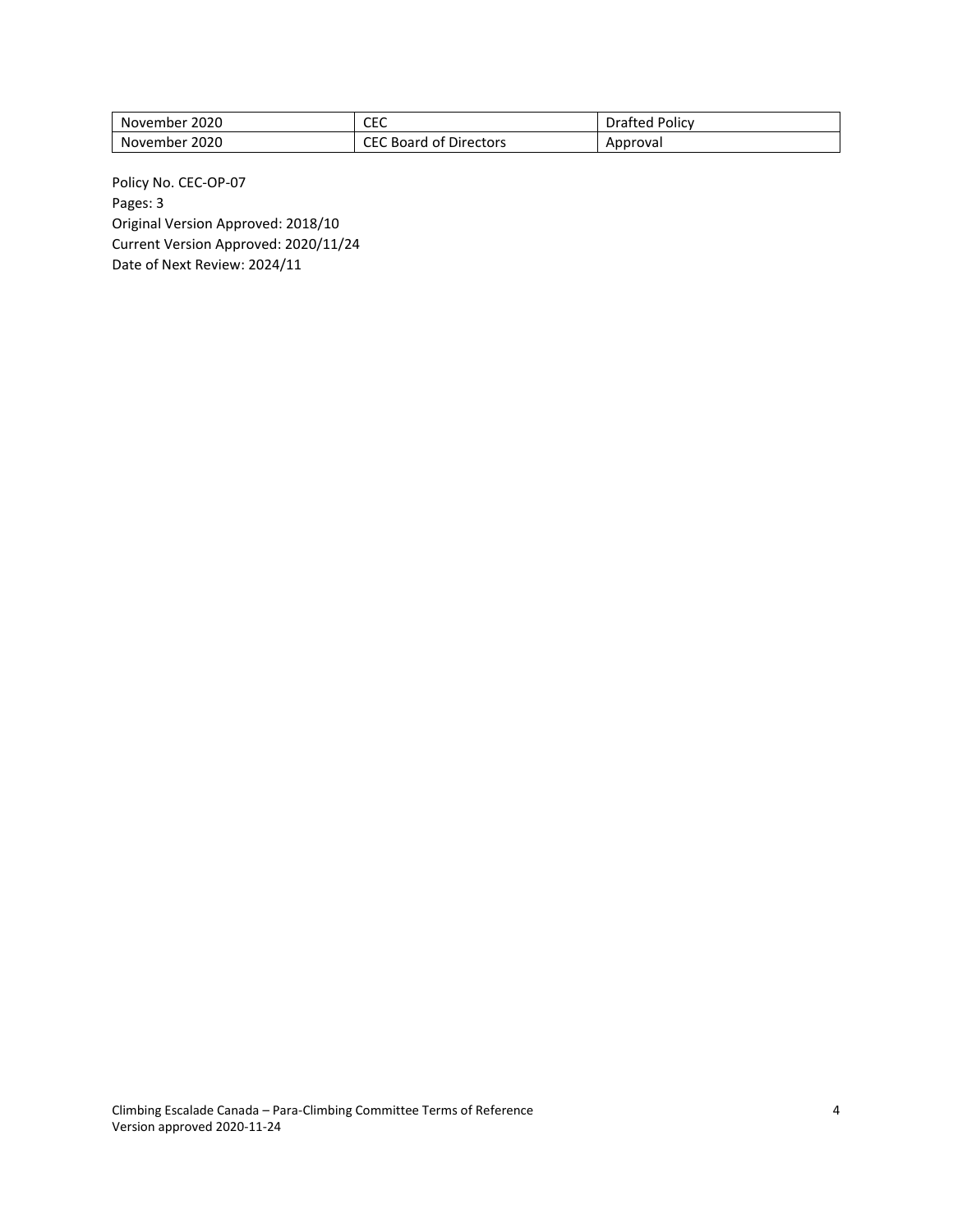| | | |
|---|---|---|
| November 2020 | CEC | Drafted Policy |
| November 2020 | CEC Board of Directors | Approval |

Policy No. CEC-OP-07
Pages: 3
Original Version Approved: 2018/10
Current Version Approved: 2020/11/24
Date of Next Review: 2024/11